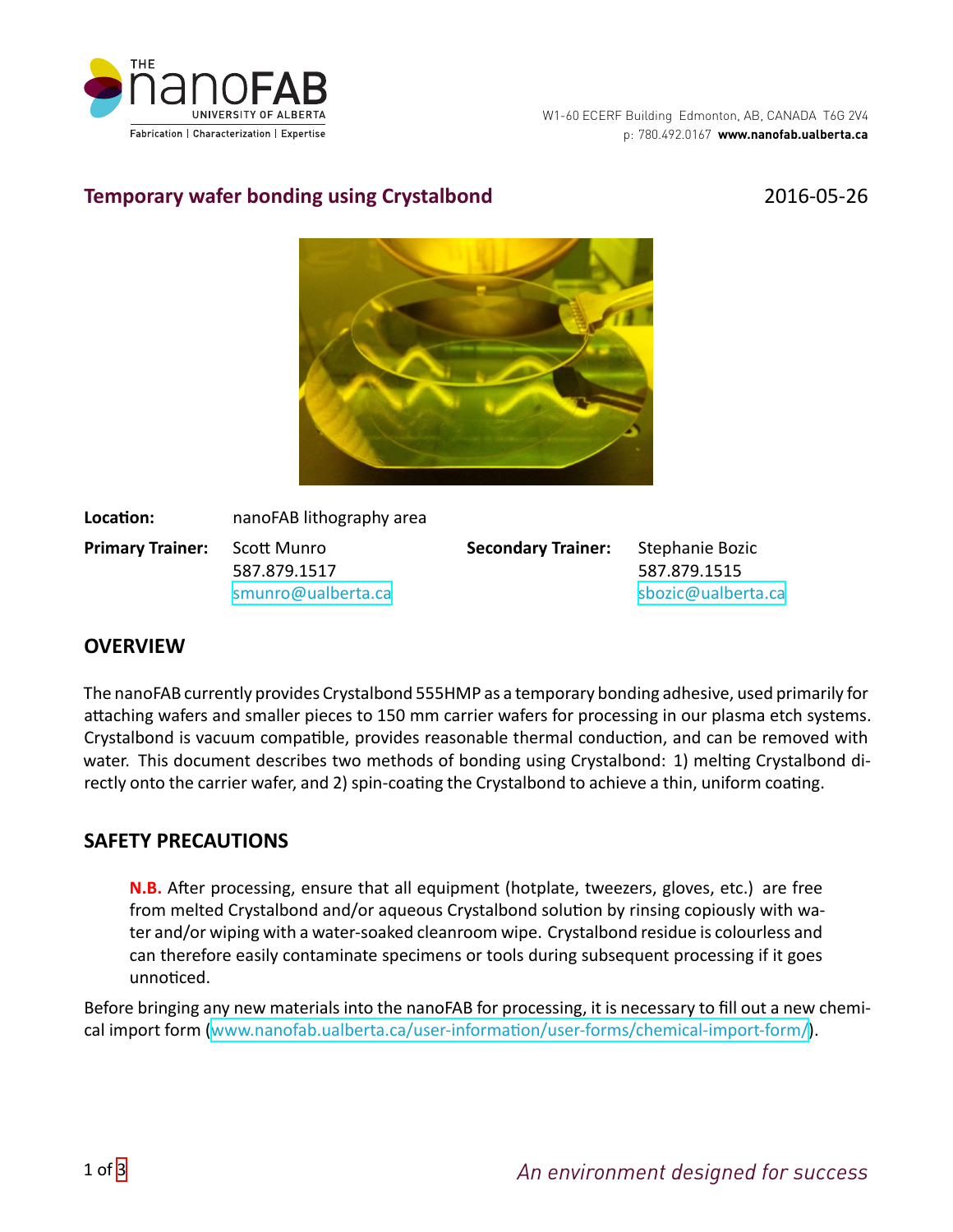# Temporary wafer bonding using Crystalbond

2016-05-26

**Location:** nanoFAB lithography area

**Primary Trainer:** Scott Munro
587.879.1517
smunro@ualberta.ca

**Secondary Trainer:** Stephanie Bozic
587.879.1515
sbozic@ualberta.ca

## OVERVIEW

The nanoFAB currently provides Crystalbond 555HMP as a temporary bonding adhesive, used primarily for attaching wafers and smaller pieces to 150 mm carrier wafers for processing in our plasma etch systems. Crystalbond is vacuum compatible, provides reasonable thermal conduction, and can be removed with water. This document describes two methods of bonding using Crystalbond: 1) melting Crystalbond directly onto the carrier wafer, and 2) spin-coating the Crystalbond to achieve a thin, uniform coating.

## SAFETY PRECAUTIONS

> **N.B.** After processing, ensure that all equipment (hotplate, tweezers, gloves, etc.) are free from melted Crystalbond and/or aqueous Crystalbond solution by rinsing copiously with water and/or wiping with a water-soaked cleanroom wipe. Crystalbond residue is colourless and can therefore easily contaminate specimens or tools during subsequent processing if it goes unnoticed.

Before bringing any new materials into the nanoFAB for processing, it is necessary to fill out a new chemical import form (www.nanofab.ualberta.ca/user-information/user-forms/chemical-import-form/).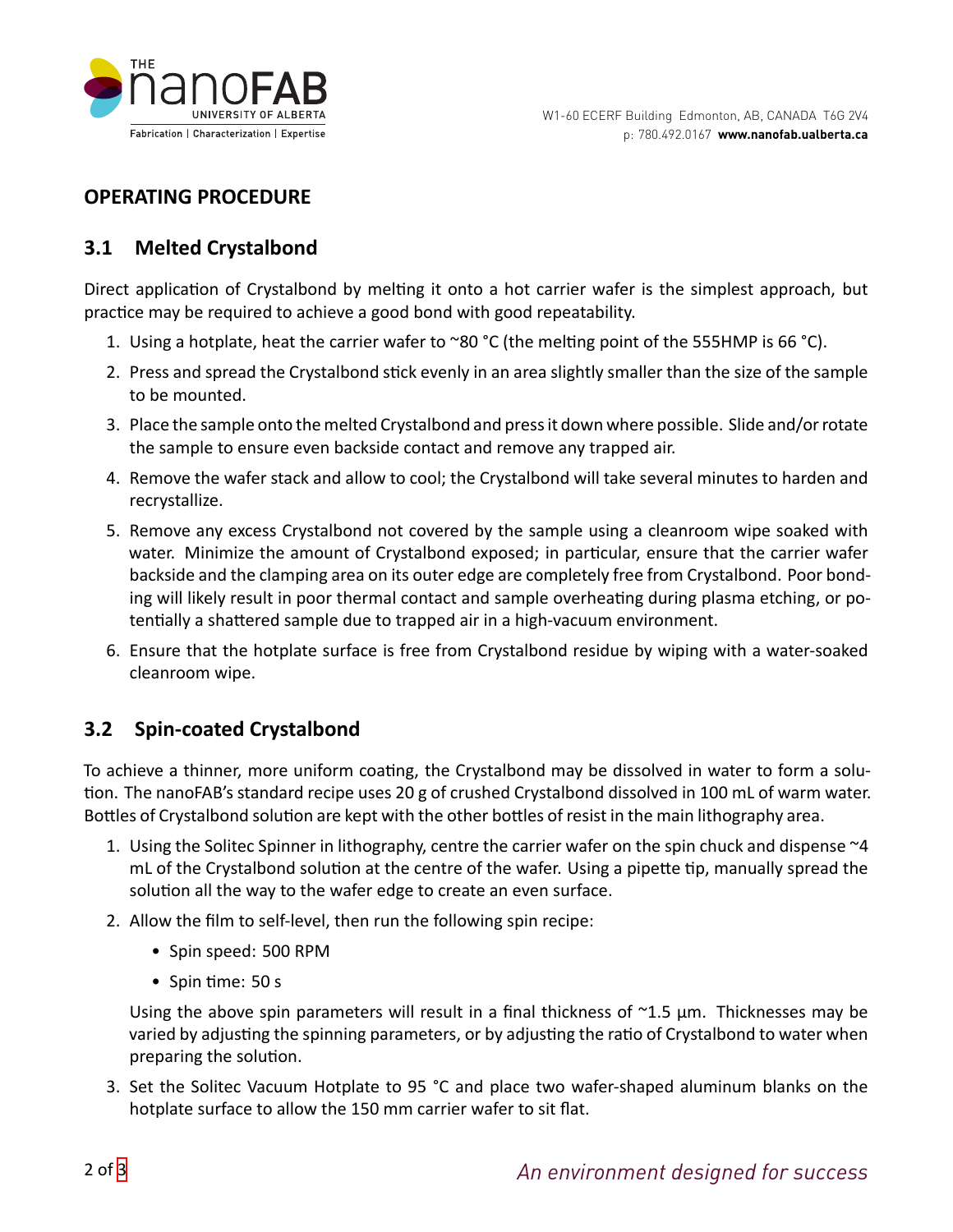## OPERATING PROCEDURE

### 3.1 Melted Crystalbond

Direct application of Crystalbond by melting it onto a hot carrier wafer is the simplest approach, but practice may be required to achieve a good bond with good repeatability.

1. Using a hotplate, heat the carrier wafer to ~80 °C (the melting point of the 555HMP is 66 °C).
2. Press and spread the Crystalbond stick evenly in an area slightly smaller than the size of the sample to be mounted.
3. Place the sample onto the melted Crystalbond and press it down where possible. Slide and/or rotate the sample to ensure even backside contact and remove any trapped air.
4. Remove the wafer stack and allow to cool; the Crystalbond will take several minutes to harden and recrystallize.
5. Remove any excess Crystalbond not covered by the sample using a cleanroom wipe soaked with water. Minimize the amount of Crystalbond exposed; in particular, ensure that the carrier wafer backside and the clamping area on its outer edge are completely free from Crystalbond. Poor bonding will likely result in poor thermal contact and sample overheating during plasma etching, or potentially a shattered sample due to trapped air in a high-vacuum environment.
6. Ensure that the hotplate surface is free from Crystalbond residue by wiping with a water-soaked cleanroom wipe.

### 3.2 Spin-coated Crystalbond

To achieve a thinner, more uniform coating, the Crystalbond may be dissolved in water to form a solution. The nanoFAB's standard recipe uses 20 g of crushed Crystalbond dissolved in 100 mL of warm water. Bottles of Crystalbond solution are kept with the other bottles of resist in the main lithography area.

1. Using the Solitec Spinner in lithography, centre the carrier wafer on the spin chuck and dispense ~4 mL of the Crystalbond solution at the centre of the wafer. Using a pipette tip, manually spread the solution all the way to the wafer edge to create an even surface.
2. Allow the film to self-level, then run the following spin recipe:
   - Spin speed: 500 RPM
   - Spin time: 50 s

   Using the above spin parameters will result in a final thickness of ~1.5 µm. Thicknesses may be varied by adjusting the spinning parameters, or by adjusting the ratio of Crystalbond to water when preparing the solution.
3. Set the Solitec Vacuum Hotplate to 95 °C and place two wafer-shaped aluminum blanks on the hotplate surface to allow the 150 mm carrier wafer to sit flat.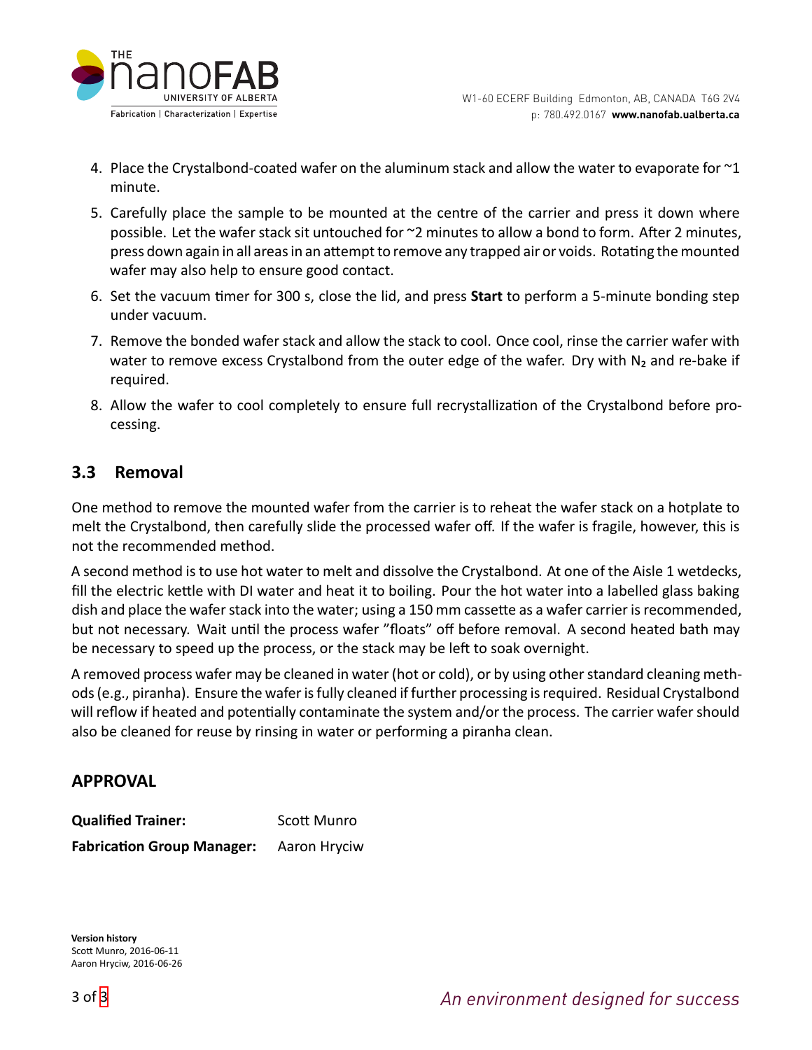4. Place the Crystalbond-coated wafer on the aluminum stack and allow the water to evaporate for ~1 minute.
5. Carefully place the sample to be mounted at the centre of the carrier and press it down where possible. Let the wafer stack sit untouched for ~2 minutes to allow a bond to form. After 2 minutes, press down again in all areas in an attempt to remove any trapped air or voids. Rotating the mounted wafer may also help to ensure good contact.
6. Set the vacuum timer for 300 s, close the lid, and press **Start** to perform a 5-minute bonding step under vacuum.
7. Remove the bonded wafer stack and allow the stack to cool. Once cool, rinse the carrier wafer with water to remove excess Crystalbond from the outer edge of the wafer. Dry with $N_2$ and re-bake if required.
8. Allow the wafer to cool completely to ensure full recrystallization of the Crystalbond before processing.

## 3.3 Removal

One method to remove the mounted wafer from the carrier is to reheat the wafer stack on a hotplate to melt the Crystalbond, then carefully slide the processed wafer off. If the wafer is fragile, however, this is not the recommended method.

A second method is to use hot water to melt and dissolve the Crystalbond. At one of the Aisle 1 wetdecks, fill the electric kettle with DI water and heat it to boiling. Pour the hot water into a labelled glass baking dish and place the wafer stack into the water; using a 150 mm cassette as a wafer carrier is recommended, but not necessary. Wait until the process wafer "floats" off before removal. A second heated bath may be necessary to speed up the process, or the stack may be left to soak overnight.

A removed process wafer may be cleaned in water (hot or cold), or by using other standard cleaning methods (e.g., piranha). Ensure the wafer is fully cleaned if further processing is required. Residual Crystalbond will reflow if heated and potentially contaminate the system and/or the process. The carrier wafer should also be cleaned for reuse by rinsing in water or performing a piranha clean.

## APPROVAL

**Qualified Trainer:** Scott Munro

**Fabrication Group Manager:** Aaron Hryciw

**Version history**
Scott Munro, 2016-06-11
Aaron Hryciw, 2016-06-26